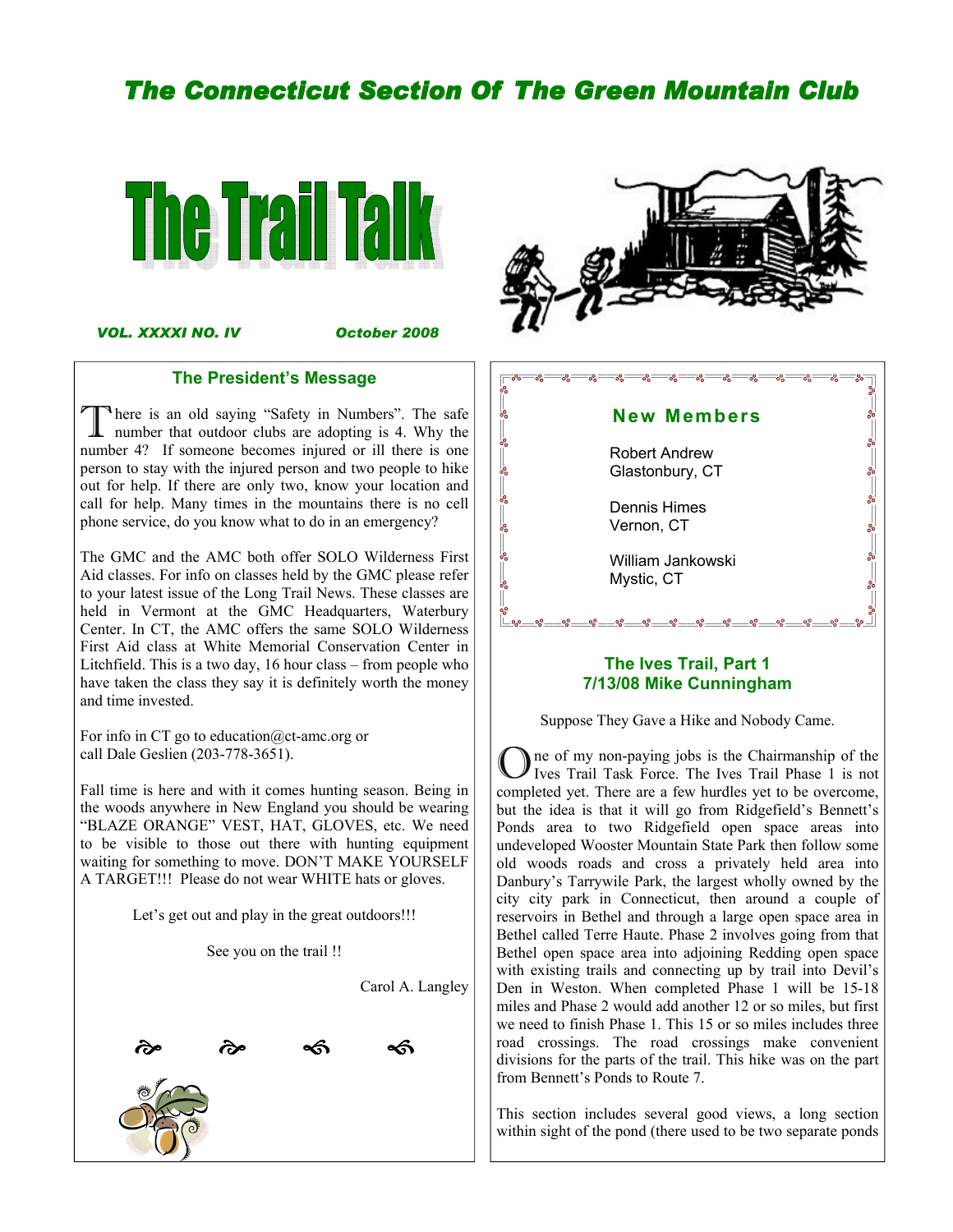# The Connecticut Section Of The Green Mountain Club

# The Trail Talk

*VOL. XXXXI NO. IV* *October 2008*

## The President's Message

There is an old saying "Safety in Numbers". The safe number that outdoor clubs are adopting is 4. Why the number 4? If someone becomes injured or ill there is one person to stay with the injured person and two people to hike out for help. If there are only two, know your location and call for help. Many times in the mountains there is no cell phone service, do you know what to do in an emergency?

The GMC and the AMC both offer SOLO Wilderness First Aid classes. For info on classes held by the GMC please refer to your latest issue of the Long Trail News. These classes are held in Vermont at the GMC Headquarters, Waterbury Center. In CT, the AMC offers the same SOLO Wilderness First Aid class at White Memorial Conservation Center in Litchfield. This is a two day, 16 hour class – from people who have taken the class they say it is definitely worth the money and time invested.

For info in CT go to education@ct-amc.org or call Dale Geslien (203-778-3651).

Fall time is here and with it comes hunting season. Being in the woods anywhere in New England you should be wearing "BLAZE ORANGE" VEST, HAT, GLOVES, etc. We need to be visible to those out there with hunting equipment waiting for something to move. DON'T MAKE YOURSELF A TARGET!!! Please do not wear WHITE hats or gloves.

Let's get out and play in the great outdoors!!!

See you on the trail !!

Carol A. Langley

## New Members

Robert Andrew
Glastonbury, CT

Dennis Himes
Vernon, CT

William Jankowski
Mystic, CT

## The Ives Trail, Part 1
## 7/13/08 Mike Cunningham

Suppose They Gave a Hike and Nobody Came.

One of my non-paying jobs is the Chairmanship of the Ives Trail Task Force. The Ives Trail Phase 1 is not completed yet. There are a few hurdles yet to be overcome, but the idea is that it will go from Ridgefield's Bennett's Ponds area to two Ridgefield open space areas into undeveloped Wooster Mountain State Park then follow some old woods roads and cross a privately held area into Danbury's Tarrywile Park, the largest wholly owned by the city city park in Connecticut, then around a couple of reservoirs in Bethel and through a large open space area in Bethel called Terre Haute. Phase 2 involves going from that Bethel open space area into adjoining Redding open space with existing trails and connecting up by trail into Devil's Den in Weston. When completed Phase 1 will be 15-18 miles and Phase 2 would add another 12 or so miles, but first we need to finish Phase 1. This 15 or so miles includes three road crossings. The road crossings make convenient divisions for the parts of the trail. This hike was on the part from Bennett's Ponds to Route 7.

This section includes several good views, a long section within sight of the pond (there used to be two separate ponds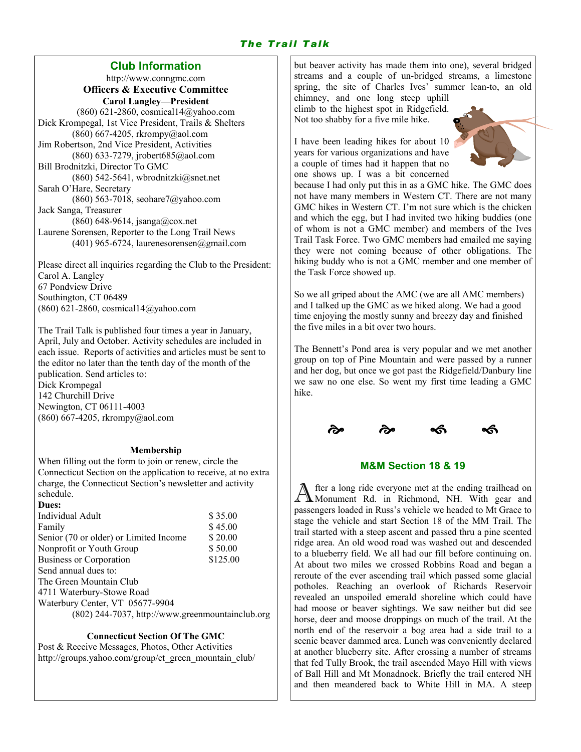## Club Information

http://www.conngmc.com

**Officers & Executive Committee**

**Carol Langley—President**
(860) 621-2860, cosmical14@yahoo.com

Dick Krompegal, 1st Vice President, Trails & Shelters
(860) 667-4205, rkrompy@aol.com

Jim Robertson, 2nd Vice President, Activities
(860) 633-7279, jrobert685@aol.com

Bill Brodnitzki, Director To GMC
(860) 542-5641, wbrodnitzki@snet.net

Sarah O'Hare, Secretary
(860) 563-7018, seohare7@yahoo.com

Jack Sanga, Treasurer
(860) 648-9614, jsanga@cox.net

Laurene Sorensen, Reporter to the Long Trail News
(401) 965-6724, laurenesorensen@gmail.com

Please direct all inquiries regarding the Club to the President:
Carol A. Langley
67 Pondview Drive
Southington, CT 06489
(860) 621-2860, cosmical14@yahoo.com

The Trail Talk is published four times a year in January, April, July and October. Activity schedules are included in each issue. Reports of activities and articles must be sent to the editor no later than the tenth day of the month of the publication. Send articles to:
Dick Krompegal
142 Churchill Drive
Newington, CT 06111-4003
(860) 667-4205, rkrompy@aol.com

**Membership**

When filling out the form to join or renew, circle the Connecticut Section on the application to receive, at no extra charge, the Connecticut Section's newsletter and activity schedule.

**Dues:**

| | |
|---|---|
| Individual Adult | $ 35.00 |
| Family | $ 45.00 |
| Senior (70 or older) or Limited Income | $ 20.00 |
| Nonprofit or Youth Group | $ 50.00 |
| Business or Corporation | $125.00 |

Send annual dues to:
The Green Mountain Club
4711 Waterbury-Stowe Road
Waterbury Center, VT 05677-9904
(802) 244-7037, http://www.greenmountainclub.org

**Connecticut Section Of The GMC**

Post & Receive Messages, Photos, Other Activities
http://groups.yahoo.com/group/ct_green_mountain_club/

but beaver activity has made them into one), several bridged streams and a couple of un-bridged streams, a limestone spring, the site of Charles Ives' summer lean-to, an old chimney, and one long steep uphill climb to the highest spot in Ridgefield. Not too shabby for a five mile hike.

I have been leading hikes for about 10 years for various organizations and have a couple of times had it happen that no one shows up. I was a bit concerned because I had only put this in as a GMC hike. The GMC does not have many members in Western CT. There are not many GMC hikes in Western CT. I'm not sure which is the chicken and which the egg, but I had invited two hiking buddies (one of whom is not a GMC member) and members of the Ives Trail Task Force. Two GMC members had emailed me saying they were not coming because of other obligations. The hiking buddy who is not a GMC member and one member of the Task Force showed up.

So we all griped about the AMC (we are all AMC members) and I talked up the GMC as we hiked along. We had a good time enjoying the mostly sunny and breezy day and finished the five miles in a bit over two hours.

The Bennett's Pond area is very popular and we met another group on top of Pine Mountain and were passed by a runner and her dog, but once we got past the Ridgefield/Danbury line we saw no one else. So went my first time leading a GMC hike.

## M&M Section 18 & 19

After a long ride everyone met at the ending trailhead on Monument Rd. in Richmond, NH. With gear and passengers loaded in Russ's vehicle we headed to Mt Grace to stage the vehicle and start Section 18 of the MM Trail. The trail started with a steep ascent and passed thru a pine scented ridge area. An old wood road was washed out and descended to a blueberry field. We all had our fill before continuing on. At about two miles we crossed Robbins Road and began a reroute of the ever ascending trail which passed some glacial potholes. Reaching an overlook of Richards Reservoir revealed an unspoiled emerald shoreline which could have had moose or beaver sightings. We saw neither but did see horse, deer and moose droppings on much of the trail. At the north end of the reservoir a bog area had a side trail to a scenic beaver dammed area. Lunch was conveniently declared at another blueberry site. After crossing a number of streams that fed Tully Brook, the trail ascended Mayo Hill with views of Ball Hill and Mt Monadnock. Briefly the trail entered NH and then meandered back to White Hill in MA. A steep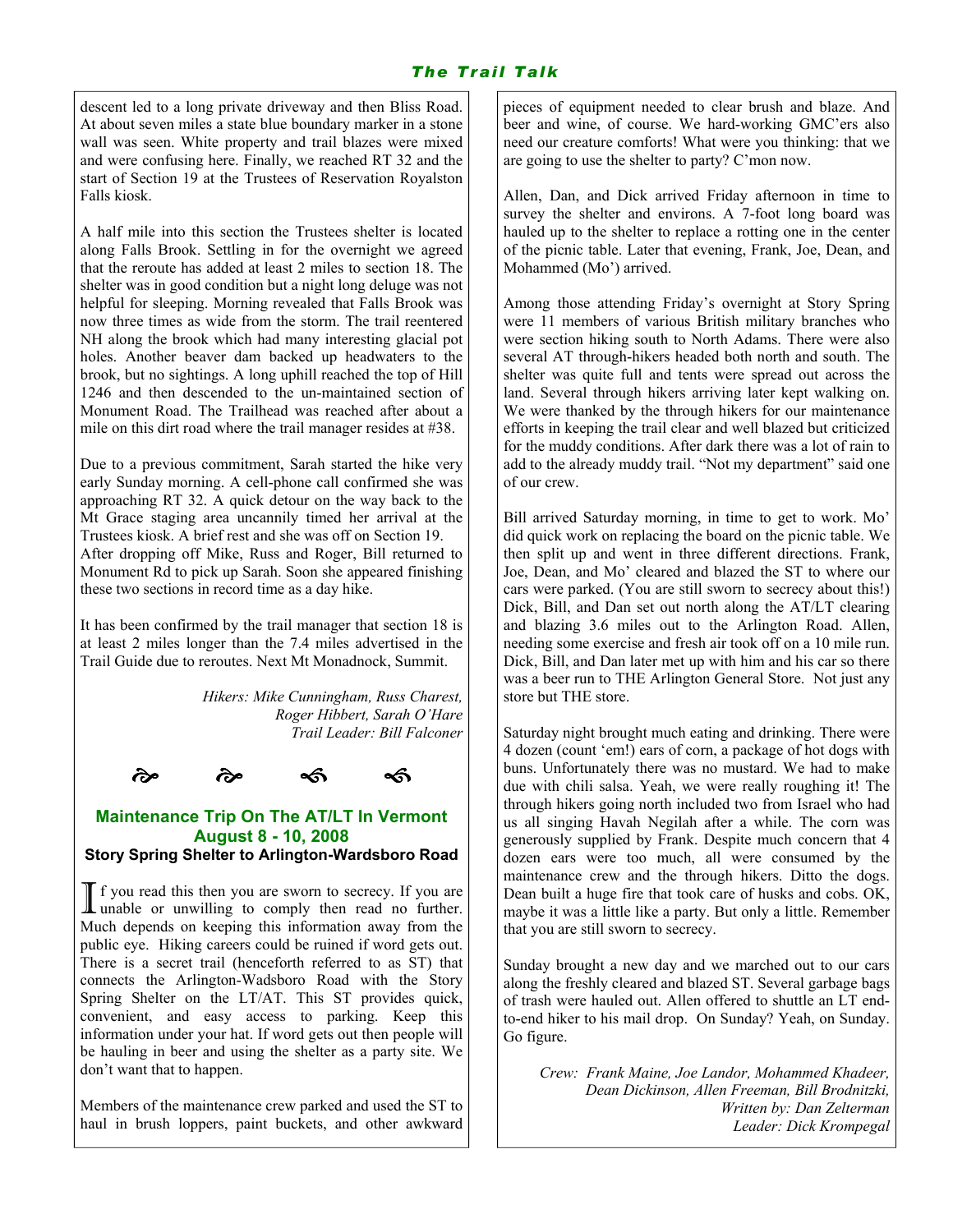descent led to a long private driveway and then Bliss Road. At about seven miles a state blue boundary marker in a stone wall was seen. White property and trail blazes were mixed and were confusing here. Finally, we reached RT 32 and the start of Section 19 at the Trustees of Reservation Royalston Falls kiosk.

A half mile into this section the Trustees shelter is located along Falls Brook. Settling in for the overnight we agreed that the reroute has added at least 2 miles to section 18. The shelter was in good condition but a night long deluge was not helpful for sleeping. Morning revealed that Falls Brook was now three times as wide from the storm. The trail reentered NH along the brook which had many interesting glacial pot holes. Another beaver dam backed up headwaters to the brook, but no sightings. A long uphill reached the top of Hill 1246 and then descended to the un-maintained section of Monument Road. The Trailhead was reached after about a mile on this dirt road where the trail manager resides at #38.

Due to a previous commitment, Sarah started the hike very early Sunday morning. A cell-phone call confirmed she was approaching RT 32. A quick detour on the way back to the Mt Grace staging area uncannily timed her arrival at the Trustees kiosk. A brief rest and she was off on Section 19. After dropping off Mike, Russ and Roger, Bill returned to Monument Rd to pick up Sarah. Soon she appeared finishing these two sections in record time as a day hike.

It has been confirmed by the trail manager that section 18 is at least 2 miles longer than the 7.4 miles advertised in the Trail Guide due to reroutes. Next Mt Monadnock, Summit.

*Hikers: Mike Cunningham, Russ Charest, Roger Hibbert, Sarah O'Hare*
*Trail Leader: Bill Falconer*

## Maintenance Trip On The AT/LT In Vermont
## August 8 - 10, 2008
### Story Spring Shelter to Arlington-Wardsboro Road

If you read this then you are sworn to secrecy. If you are unable or unwilling to comply then read no further. Much depends on keeping this information away from the public eye. Hiking careers could be ruined if word gets out. There is a secret trail (henceforth referred to as ST) that connects the Arlington-Wadsboro Road with the Story Spring Shelter on the LT/AT. This ST provides quick, convenient, and easy access to parking. Keep this information under your hat. If word gets out then people will be hauling in beer and using the shelter as a party site. We don't want that to happen.

Members of the maintenance crew parked and used the ST to haul in brush loppers, paint buckets, and other awkward pieces of equipment needed to clear brush and blaze. And beer and wine, of course. We hard-working GMC'ers also need our creature comforts! What were you thinking: that we are going to use the shelter to party? C'mon now.

Allen, Dan, and Dick arrived Friday afternoon in time to survey the shelter and environs. A 7-foot long board was hauled up to the shelter to replace a rotting one in the center of the picnic table. Later that evening, Frank, Joe, Dean, and Mohammed (Mo') arrived.

Among those attending Friday's overnight at Story Spring were 11 members of various British military branches who were section hiking south to North Adams. There were also several AT through-hikers headed both north and south. The shelter was quite full and tents were spread out across the land. Several through hikers arriving later kept walking on. We were thanked by the through hikers for our maintenance efforts in keeping the trail clear and well blazed but criticized for the muddy conditions. After dark there was a lot of rain to add to the already muddy trail. "Not my department" said one of our crew.

Bill arrived Saturday morning, in time to get to work. Mo' did quick work on replacing the board on the picnic table. We then split up and went in three different directions. Frank, Joe, Dean, and Mo' cleared and blazed the ST to where our cars were parked. (You are still sworn to secrecy about this!) Dick, Bill, and Dan set out north along the AT/LT clearing and blazing 3.6 miles out to the Arlington Road. Allen, needing some exercise and fresh air took off on a 10 mile run. Dick, Bill, and Dan later met up with him and his car so there was a beer run to THE Arlington General Store. Not just any store but THE store.

Saturday night brought much eating and drinking. There were 4 dozen (count 'em!) ears of corn, a package of hot dogs with buns. Unfortunately there was no mustard. We had to make due with chili salsa. Yeah, we were really roughing it! The through hikers going north included two from Israel who had us all singing Havah Negilah after a while. The corn was generously supplied by Frank. Despite much concern that 4 dozen ears were too much, all were consumed by the maintenance crew and the through hikers. Ditto the dogs. Dean built a huge fire that took care of husks and cobs. OK, maybe it was a little like a party. But only a little. Remember that you are still sworn to secrecy.

Sunday brought a new day and we marched out to our cars along the freshly cleared and blazed ST. Several garbage bags of trash were hauled out. Allen offered to shuttle an LT end-to-end hiker to his mail drop. On Sunday? Yeah, on Sunday. Go figure.

*Crew: Frank Maine, Joe Landor, Mohammed Khadeer, Dean Dickinson, Allen Freeman, Bill Brodnitzki,*
*Written by: Dan Zelterman*
*Leader: Dick Krompegal*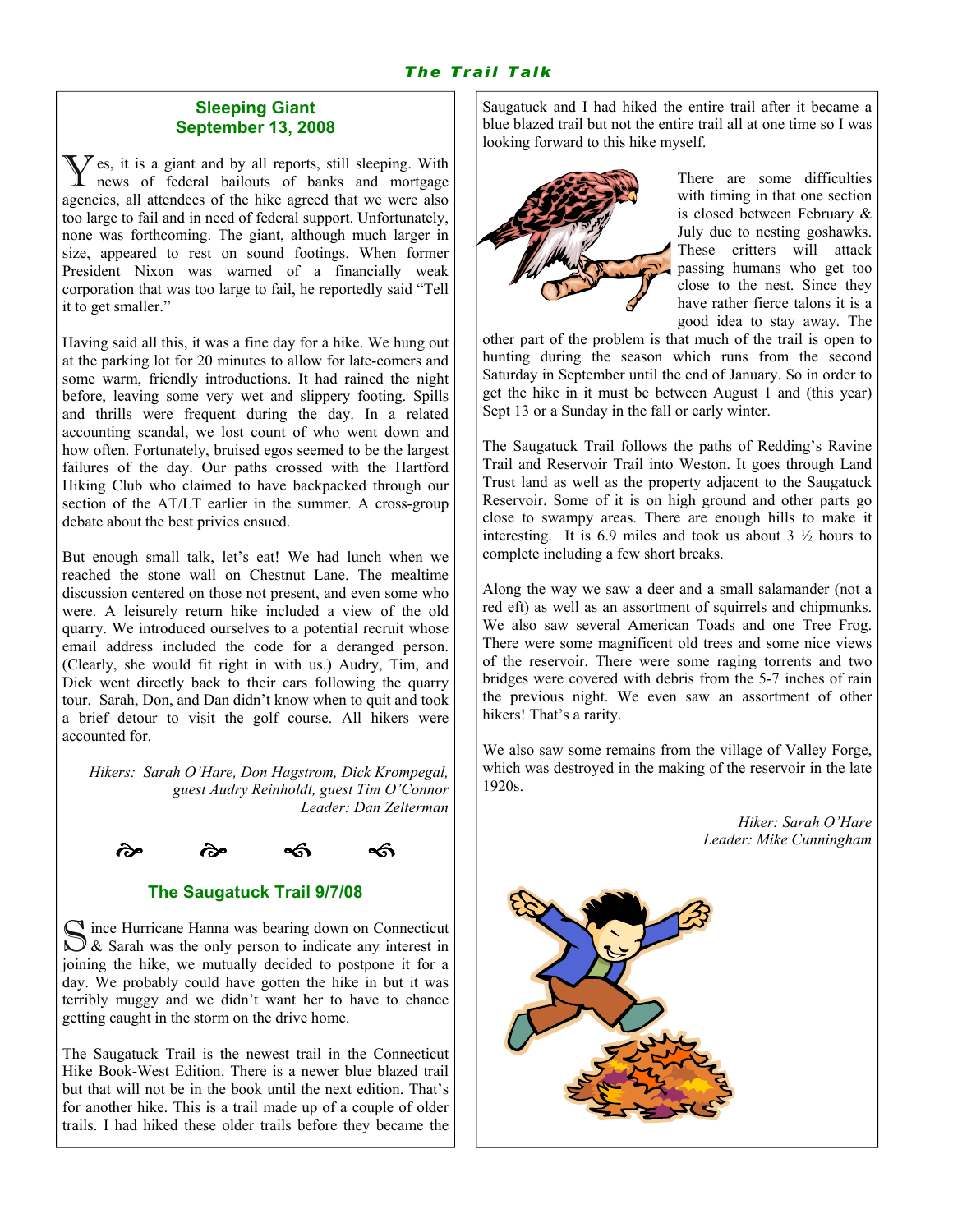## Sleeping Giant
## September 13, 2008

Yes, it is a giant and by all reports, still sleeping. With news of federal bailouts of banks and mortgage agencies, all attendees of the hike agreed that we were also too large to fail and in need of federal support. Unfortunately, none was forthcoming. The giant, although much larger in size, appeared to rest on sound footings. When former President Nixon was warned of a financially weak corporation that was too large to fail, he reportedly said "Tell it to get smaller."

Having said all this, it was a fine day for a hike. We hung out at the parking lot for 20 minutes to allow for late-comers and some warm, friendly introductions. It had rained the night before, leaving some very wet and slippery footing. Spills and thrills were frequent during the day. In a related accounting scandal, we lost count of who went down and how often. Fortunately, bruised egos seemed to be the largest failures of the day. Our paths crossed with the Hartford Hiking Club who claimed to have backpacked through our section of the AT/LT earlier in the summer. A cross-group debate about the best privies ensued.

But enough small talk, let's eat! We had lunch when we reached the stone wall on Chestnut Lane. The mealtime discussion centered on those not present, and even some who were. A leisurely return hike included a view of the old quarry. We introduced ourselves to a potential recruit whose email address included the code for a deranged person. (Clearly, she would fit right in with us.) Audry, Tim, and Dick went directly back to their cars following the quarry tour. Sarah, Don, and Dan didn't know when to quit and took a brief detour to visit the golf course. All hikers were accounted for.

*Hikers: Sarah O'Hare, Don Hagstrom, Dick Krompegal, guest Audry Reinholdt, guest Tim O'Connor*
*Leader: Dan Zelterman*

## The Saugatuck Trail 9/7/08

Since Hurricane Hanna was bearing down on Connecticut & Sarah was the only person to indicate any interest in joining the hike, we mutually decided to postpone it for a day. We probably could have gotten the hike in but it was terribly muggy and we didn't want her to have to chance getting caught in the storm on the drive home.

The Saugatuck Trail is the newest trail in the Connecticut Hike Book-West Edition. There is a newer blue blazed trail but that will not be in the book until the next edition. That's for another hike. This is a trail made up of a couple of older trails. I had hiked these older trails before they became the Saugatuck and I had hiked the entire trail after it became a blue blazed trail but not the entire trail all at one time so I was looking forward to this hike myself.

There are some difficulties with timing in that one section is closed between February & July due to nesting goshawks. These critters will attack passing humans who get too close to the nest. Since they have rather fierce talons it is a good idea to stay away. The other part of the problem is that much of the trail is open to hunting during the season which runs from the second Saturday in September until the end of January. So in order to get the hike in it must be between August 1 and (this year) Sept 13 or a Sunday in the fall or early winter.

The Saugatuck Trail follows the paths of Redding's Ravine Trail and Reservoir Trail into Weston. It goes through Land Trust land as well as the property adjacent to the Saugatuck Reservoir. Some of it is on high ground and other parts go close to swampy areas. There are enough hills to make it interesting. It is 6.9 miles and took us about 3 ½ hours to complete including a few short breaks.

Along the way we saw a deer and a small salamander (not a red eft) as well as an assortment of squirrels and chipmunks. We also saw several American Toads and one Tree Frog. There were some magnificent old trees and some nice views of the reservoir. There were some raging torrents and two bridges were covered with debris from the 5-7 inches of rain the previous night. We even saw an assortment of other hikers! That's a rarity.

We also saw some remains from the village of Valley Forge, which was destroyed in the making of the reservoir in the late 1920s.

*Hiker: Sarah O'Hare*
*Leader: Mike Cunningham*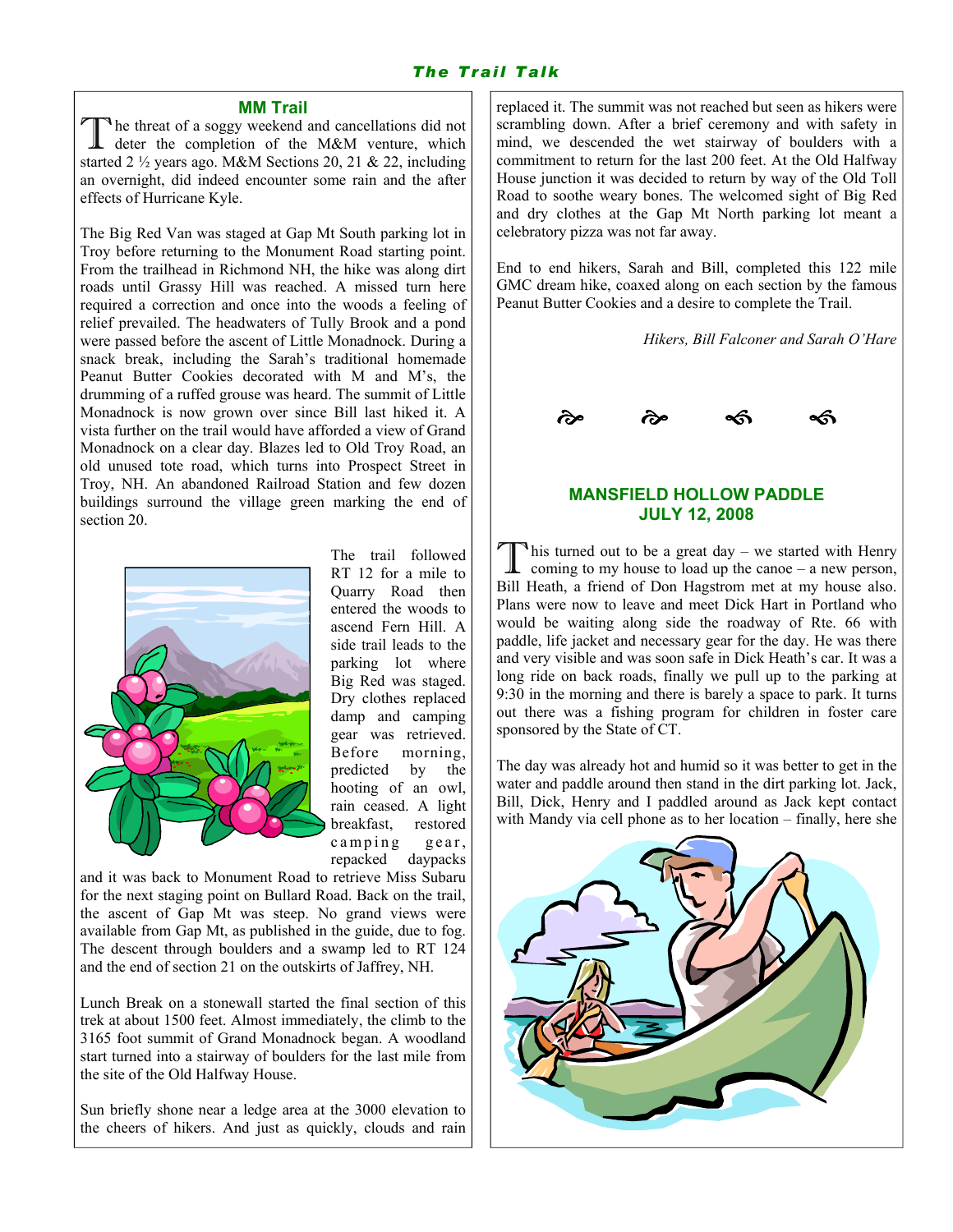## MM Trail

The threat of a soggy weekend and cancellations did not deter the completion of the M&M venture, which started 2 ½ years ago. M&M Sections 20, 21 & 22, including an overnight, did indeed encounter some rain and the after effects of Hurricane Kyle.

The Big Red Van was staged at Gap Mt South parking lot in Troy before returning to the Monument Road starting point. From the trailhead in Richmond NH, the hike was along dirt roads until Grassy Hill was reached. A missed turn here required a correction and once into the woods a feeling of relief prevailed. The headwaters of Tully Brook and a pond were passed before the ascent of Little Monadnock. During a snack break, including the Sarah's traditional homemade Peanut Butter Cookies decorated with M and M's, the drumming of a ruffed grouse was heard. The summit of Little Monadnock is now grown over since Bill last hiked it. A vista further on the trail would have afforded a view of Grand Monadnock on a clear day. Blazes led to Old Troy Road, an old unused tote road, which turns into Prospect Street in Troy, NH. An abandoned Railroad Station and few dozen buildings surround the village green marking the end of section 20.

The trail followed RT 12 for a mile to Quarry Road then entered the woods to ascend Fern Hill. A side trail leads to the parking lot where Big Red was staged. Dry clothes replaced damp and camping gear was retrieved. Before morning, predicted by the hooting of an owl, rain ceased. A light breakfast, restored camping gear, repacked daypacks and it was back to Monument Road to retrieve Miss Subaru for the next staging point on Bullard Road. Back on the trail, the ascent of Gap Mt was steep. No grand views were available from Gap Mt, as published in the guide, due to fog. The descent through boulders and a swamp led to RT 124 and the end of section 21 on the outskirts of Jaffrey, NH.

Lunch Break on a stonewall started the final section of this trek at about 1500 feet. Almost immediately, the climb to the 3165 foot summit of Grand Monadnock began. A woodland start turned into a stairway of boulders for the last mile from the site of the Old Halfway House.

Sun briefly shone near a ledge area at the 3000 elevation to the cheers of hikers. And just as quickly, clouds and rain replaced it. The summit was not reached but seen as hikers were scrambling down. After a brief ceremony and with safety in mind, we descended the wet stairway of boulders with a commitment to return for the last 200 feet. At the Old Halfway House junction it was decided to return by way of the Old Toll Road to soothe weary bones. The welcomed sight of Big Red and dry clothes at the Gap Mt North parking lot meant a celebratory pizza was not far away.

End to end hikers, Sarah and Bill, completed this 122 mile GMC dream hike, coaxed along on each section by the famous Peanut Butter Cookies and a desire to complete the Trail.

*Hikers, Bill Falconer and Sarah O'Hare*

## MANSFIELD HOLLOW PADDLE
## JULY 12, 2008

This turned out to be a great day – we started with Henry coming to my house to load up the canoe – a new person, Bill Heath, a friend of Don Hagstrom met at my house also. Plans were now to leave and meet Dick Hart in Portland who would be waiting along side the roadway of Rte. 66 with paddle, life jacket and necessary gear for the day. He was there and very visible and was soon safe in Dick Heath's car. It was a long ride on back roads, finally we pull up to the parking at 9:30 in the morning and there is barely a space to park. It turns out there was a fishing program for children in foster care sponsored by the State of CT.

The day was already hot and humid so it was better to get in the water and paddle around then stand in the dirt parking lot. Jack, Bill, Dick, Henry and I paddled around as Jack kept contact with Mandy via cell phone as to her location – finally, here she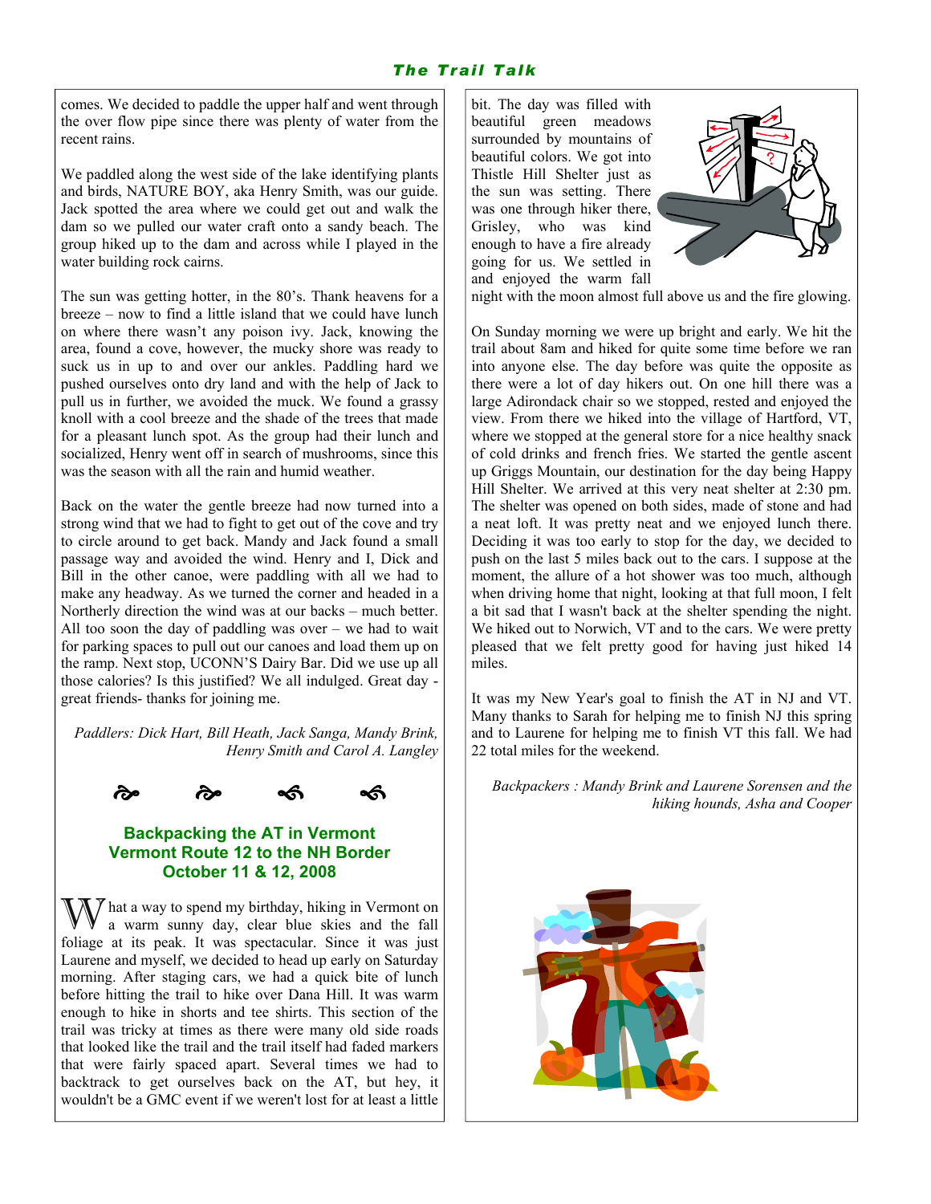comes. We decided to paddle the upper half and went through the over flow pipe since there was plenty of water from the recent rains.

We paddled along the west side of the lake identifying plants and birds, NATURE BOY, aka Henry Smith, was our guide. Jack spotted the area where we could get out and walk the dam so we pulled our water craft onto a sandy beach. The group hiked up to the dam and across while I played in the water building rock cairns.

The sun was getting hotter, in the 80's. Thank heavens for a breeze – now to find a little island that we could have lunch on where there wasn't any poison ivy. Jack, knowing the area, found a cove, however, the mucky shore was ready to suck us in up to and over our ankles. Paddling hard we pushed ourselves onto dry land and with the help of Jack to pull us in further, we avoided the muck. We found a grassy knoll with a cool breeze and the shade of the trees that made for a pleasant lunch spot. As the group had their lunch and socialized, Henry went off in search of mushrooms, since this was the season with all the rain and humid weather.

Back on the water the gentle breeze had now turned into a strong wind that we had to fight to get out of the cove and try to circle around to get back. Mandy and Jack found a small passage way and avoided the wind. Henry and I, Dick and Bill in the other canoe, were paddling with all we had to make any headway. As we turned the corner and headed in a Northerly direction the wind was at our backs – much better. All too soon the day of paddling was over – we had to wait for parking spaces to pull out our canoes and load them up on the ramp. Next stop, UCONN'S Dairy Bar. Did we use up all those calories? Is this justified? We all indulged. Great day - great friends- thanks for joining me.

*Paddlers: Dick Hart, Bill Heath, Jack Sanga, Mandy Brink, Henry Smith and Carol A. Langley*

## Backpacking the AT in Vermont
## Vermont Route 12 to the NH Border
## October 11 & 12, 2008

What a way to spend my birthday, hiking in Vermont on a warm sunny day, clear blue skies and the fall foliage at its peak. It was spectacular. Since it was just Laurene and myself, we decided to head up early on Saturday morning. After staging cars, we had a quick bite of lunch before hitting the trail to hike over Dana Hill. It was warm enough to hike in shorts and tee shirts. This section of the trail was tricky at times as there were many old side roads that looked like the trail and the trail itself had faded markers that were fairly spaced apart. Several times we had to backtrack to get ourselves back on the AT, but hey, it wouldn't be a GMC event if we weren't lost for at least a little bit. The day was filled with beautiful green meadows surrounded by mountains of beautiful colors. We got into Thistle Hill Shelter just as the sun was setting. There was one through hiker there, Grisley, who was kind enough to have a fire already going for us. We settled in and enjoyed the warm fall night with the moon almost full above us and the fire glowing.

On Sunday morning we were up bright and early. We hit the trail about 8am and hiked for quite some time before we ran into anyone else. The day before was quite the opposite as there were a lot of day hikers out. On one hill there was a large Adirondack chair so we stopped, rested and enjoyed the view. From there we hiked into the village of Hartford, VT, where we stopped at the general store for a nice healthy snack of cold drinks and french fries. We started the gentle ascent up Griggs Mountain, our destination for the day being Happy Hill Shelter. We arrived at this very neat shelter at 2:30 pm. The shelter was opened on both sides, made of stone and had a neat loft. It was pretty neat and we enjoyed lunch there. Deciding it was too early to stop for the day, we decided to push on the last 5 miles back out to the cars. I suppose at the moment, the allure of a hot shower was too much, although when driving home that night, looking at that full moon, I felt a bit sad that I wasn't back at the shelter spending the night. We hiked out to Norwich, VT and to the cars. We were pretty pleased that we felt pretty good for having just hiked 14 miles.

It was my New Year's goal to finish the AT in NJ and VT. Many thanks to Sarah for helping me to finish NJ this spring and to Laurene for helping me to finish VT this fall. We had 22 total miles for the weekend.

*Backpackers : Mandy Brink and Laurene Sorensen and the hiking hounds, Asha and Cooper*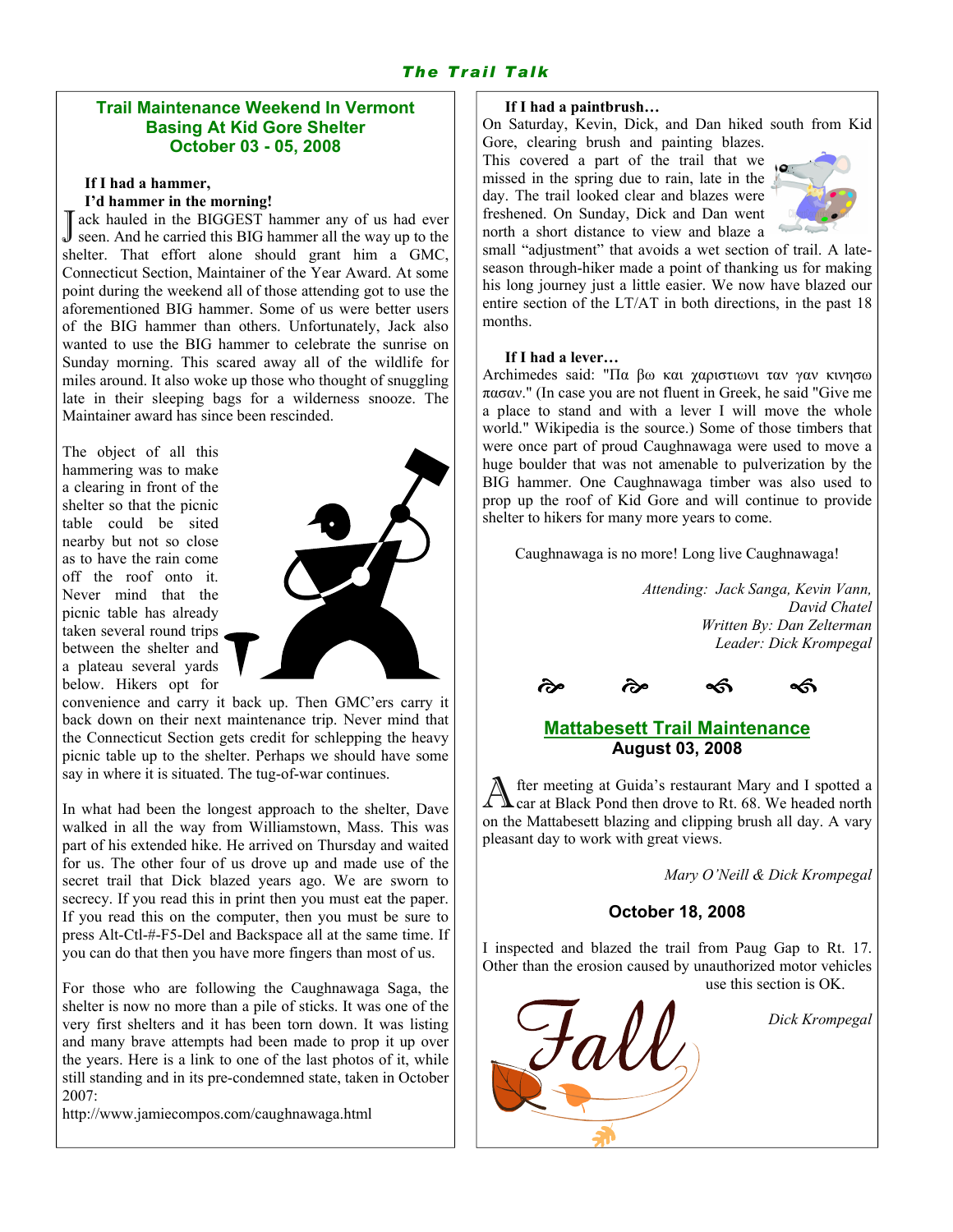## Trail Maintenance Weekend In Vermont
## Basing At Kid Gore Shelter
## October 03 - 05, 2008

**If I had a hammer,**
**I'd hammer in the morning!**

Jack hauled in the BIGGEST hammer any of us had ever seen. And he carried this BIG hammer all the way up to the shelter. That effort alone should grant him a GMC, Connecticut Section, Maintainer of the Year Award. At some point during the weekend all of those attending got to use the aforementioned BIG hammer. Some of us were better users of the BIG hammer than others. Unfortunately, Jack also wanted to use the BIG hammer to celebrate the sunrise on Sunday morning. This scared away all of the wildlife for miles around. It also woke up those who thought of snuggling late in their sleeping bags for a wilderness snooze. The Maintainer award has since been rescinded.

The object of all this hammering was to make a clearing in front of the shelter so that the picnic table could be sited nearby but not so close as to have the rain come off the roof onto it. Never mind that the picnic table has already taken several round trips between the shelter and a plateau several yards below. Hikers opt for convenience and carry it back up. Then GMC'ers carry it back down on their next maintenance trip. Never mind that the Connecticut Section gets credit for schlepping the heavy picnic table up to the shelter. Perhaps we should have some say in where it is situated. The tug-of-war continues.

In what had been the longest approach to the shelter, Dave walked in all the way from Williamstown, Mass. This was part of his extended hike. He arrived on Thursday and waited for us. The other four of us drove up and made use of the secret trail that Dick blazed years ago. We are sworn to secrecy. If you read this in print then you must eat the paper. If you read this on the computer, then you must be sure to press Alt-Ctl-#-F5-Del and Backspace all at the same time. If you can do that then you have more fingers than most of us.

For those who are following the Caughnawaga Saga, the shelter is now no more than a pile of sticks. It was one of the very first shelters and it has been torn down. It was listing and many brave attempts had been made to prop it up over the years. Here is a link to one of the last photos of it, while still standing and in its pre-condemned state, taken in October 2007:
http://www.jamiecompos.com/caughnawaga.html

**If I had a paintbrush…**

On Saturday, Kevin, Dick, and Dan hiked south from Kid Gore, clearing brush and painting blazes. This covered a part of the trail that we missed in the spring due to rain, late in the day. The trail looked clear and blazes were freshened. On Sunday, Dick and Dan went north a short distance to view and blaze a small "adjustment" that avoids a wet section of trail. A late-season through-hiker made a point of thanking us for making his long journey just a little easier. We now have blazed our entire section of the LT/AT in both directions, in the past 18 months.

**If I had a lever…**

Archimedes said: "Πα βω και χαριστιωνι ταν γαν κινησω πασαν." (In case you are not fluent in Greek, he said "Give me a place to stand and with a lever I will move the whole world." Wikipedia is the source.) Some of those timbers that were once part of proud Caughnawaga were used to move a huge boulder that was not amenable to pulverization by the BIG hammer. One Caughnawaga timber was also used to prop up the roof of Kid Gore and will continue to provide shelter to hikers for many more years to come.

Caughnawaga is no more! Long live Caughnawaga!

*Attending: Jack Sanga, Kevin Vann, David Chatel*
*Written By: Dan Zelterman*
*Leader: Dick Krompegal*

## Mattabesett Trail Maintenance
### August 03, 2008

After meeting at Guida's restaurant Mary and I spotted a car at Black Pond then drove to Rt. 68. We headed north on the Mattabesett blazing and clipping brush all day. A vary pleasant day to work with great views.

*Mary O'Neill & Dick Krompegal*

### October 18, 2008

I inspected and blazed the trail from Paug Gap to Rt. 17. Other than the erosion caused by unauthorized motor vehicles use this section is OK.

*Dick Krompegal*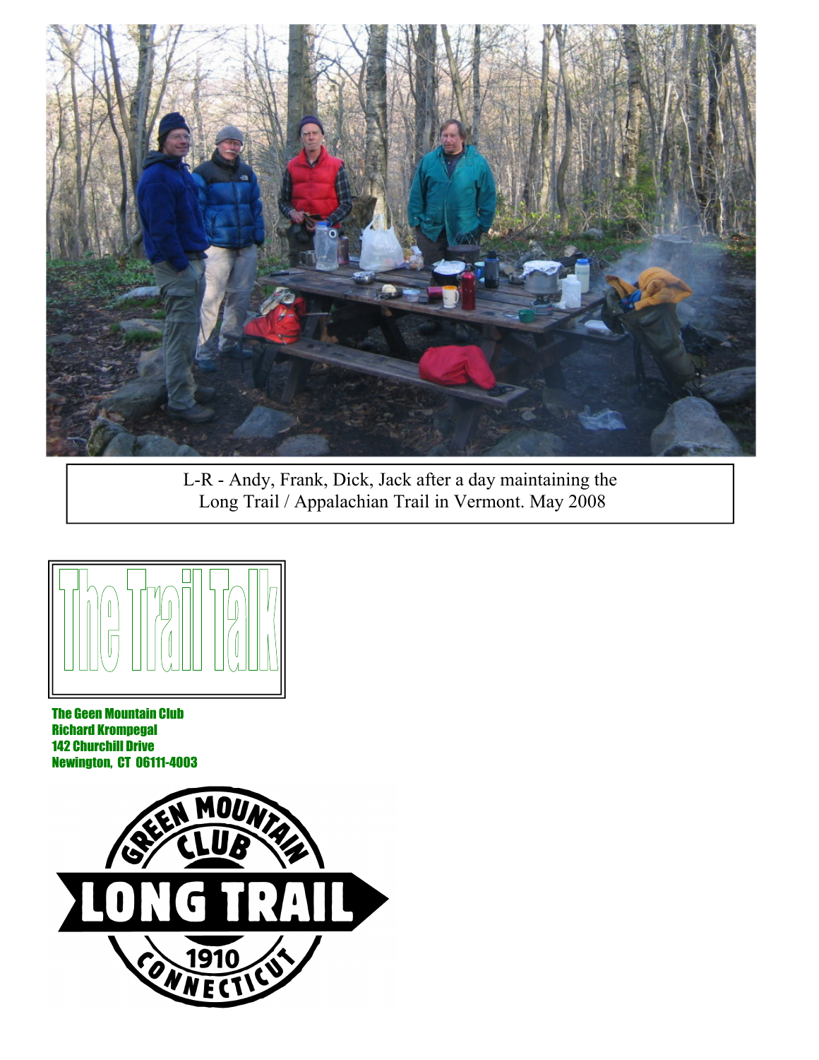L-R - Andy, Frank, Dick, Jack after a day maintaining the Long Trail / Appalachian Trail in Vermont. May 2008

# The Trail Talk

**The Geen Mountain Club**
**Richard Krompegal**
**142 Churchill Drive**
**Newington, CT 06111-4003**

GREEN MOUNTAIN CLUB
LONG TRAIL
1910
CONNECTICUT